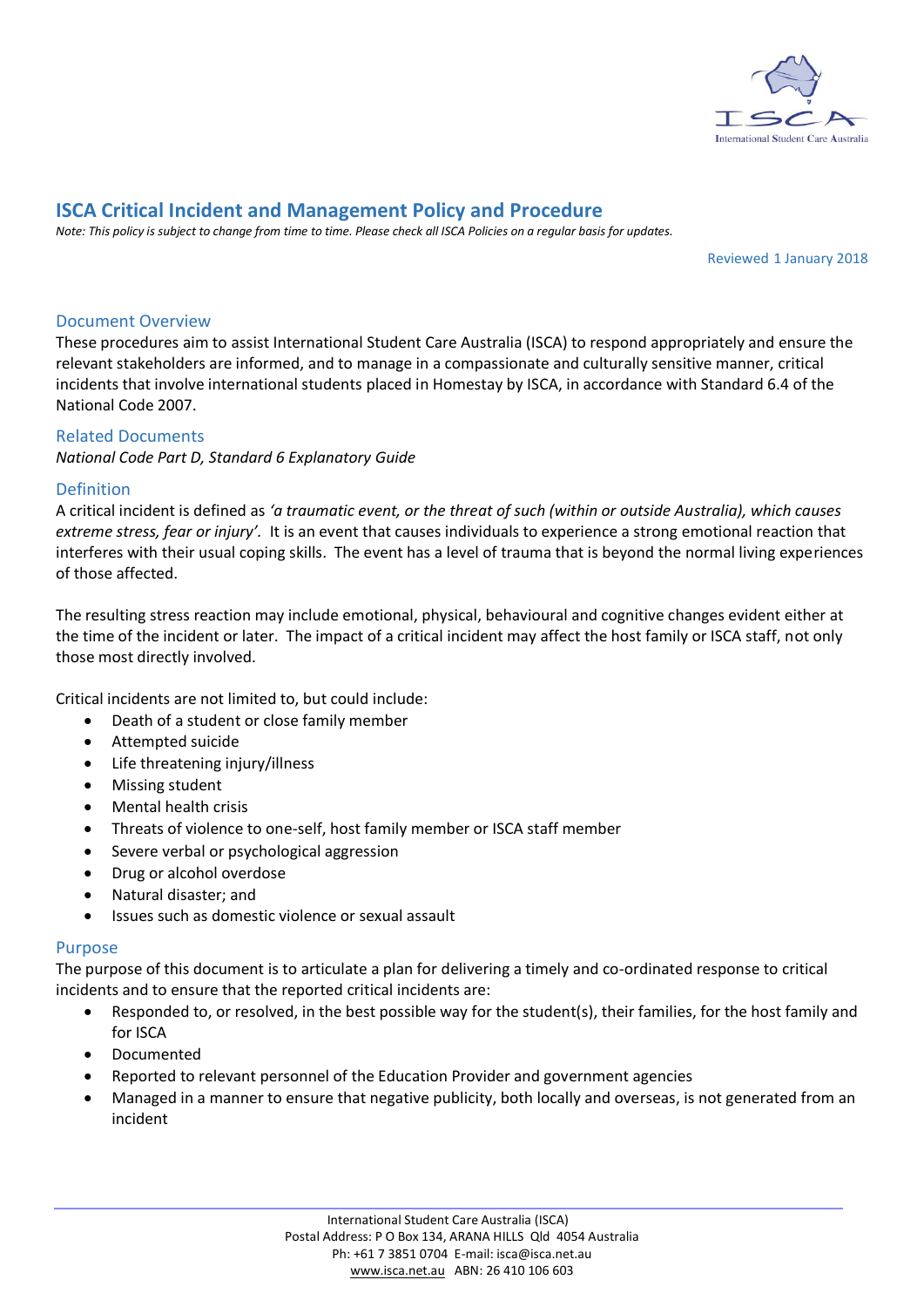# ISCA Critical Incident and Management Policy and Procedure

*Note: This policy is subject to change from time to time. Please check all ISCA Policies on a regular basis for updates.*

Reviewed 1 January 2018

## Document Overview

These procedures aim to assist International Student Care Australia (ISCA) to respond appropriately and ensure the relevant stakeholders are informed, and to manage in a compassionate and culturally sensitive manner, critical incidents that involve international students placed in Homestay by ISCA, in accordance with Standard 6.4 of the National Code 2007.

## Related Documents

*National Code Part D, Standard 6 Explanatory Guide*

## Definition

A critical incident is defined as *'a traumatic event, or the threat of such (within or outside Australia), which causes extreme stress, fear or injury'.* It is an event that causes individuals to experience a strong emotional reaction that interferes with their usual coping skills. The event has a level of trauma that is beyond the normal living experiences of those affected.

The resulting stress reaction may include emotional, physical, behavioural and cognitive changes evident either at the time of the incident or later. The impact of a critical incident may affect the host family or ISCA staff, not only those most directly involved.

Critical incidents are not limited to, but could include:

- Death of a student or close family member
- Attempted suicide
- Life threatening injury/illness
- Missing student
- Mental health crisis
- Threats of violence to one-self, host family member or ISCA staff member
- Severe verbal or psychological aggression
- Drug or alcohol overdose
- Natural disaster; and
- Issues such as domestic violence or sexual assault

## Purpose

The purpose of this document is to articulate a plan for delivering a timely and co-ordinated response to critical incidents and to ensure that the reported critical incidents are:

- Responded to, or resolved, in the best possible way for the student(s), their families, for the host family and for ISCA
- Documented
- Reported to relevant personnel of the Education Provider and government agencies
- Managed in a manner to ensure that negative publicity, both locally and overseas, is not generated from an incident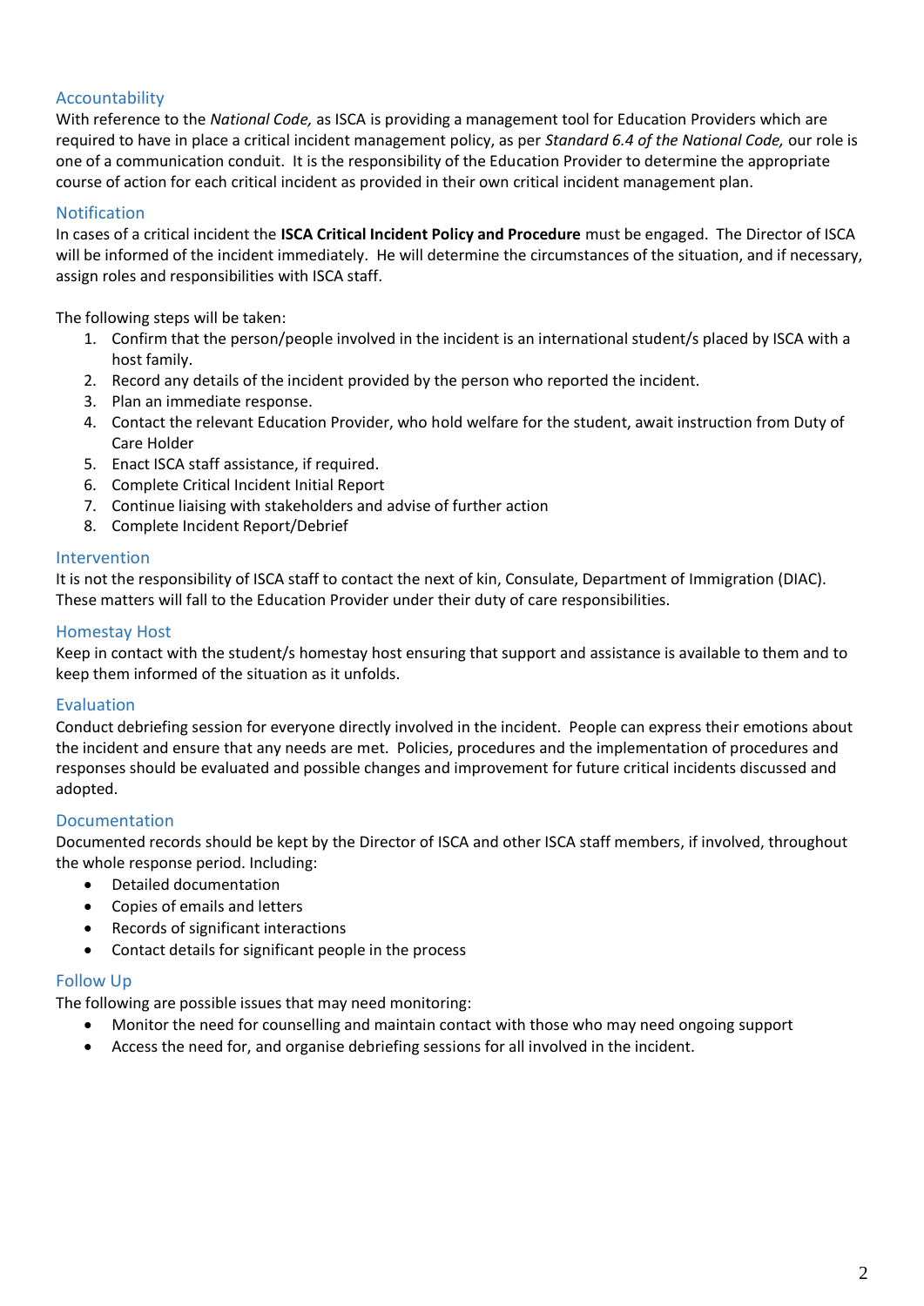## Accountability

With reference to the *National Code,* as ISCA is providing a management tool for Education Providers which are required to have in place a critical incident management policy, as per *Standard 6.4 of the National Code,* our role is one of a communication conduit. It is the responsibility of the Education Provider to determine the appropriate course of action for each critical incident as provided in their own critical incident management plan.

## Notification

In cases of a critical incident the **ISCA Critical Incident Policy and Procedure** must be engaged. The Director of ISCA will be informed of the incident immediately. He will determine the circumstances of the situation, and if necessary, assign roles and responsibilities with ISCA staff.

The following steps will be taken:

1. Confirm that the person/people involved in the incident is an international student/s placed by ISCA with a host family.
2. Record any details of the incident provided by the person who reported the incident.
3. Plan an immediate response.
4. Contact the relevant Education Provider, who hold welfare for the student, await instruction from Duty of Care Holder
5. Enact ISCA staff assistance, if required.
6. Complete Critical Incident Initial Report
7. Continue liaising with stakeholders and advise of further action
8. Complete Incident Report/Debrief

## Intervention

It is not the responsibility of ISCA staff to contact the next of kin, Consulate, Department of Immigration (DIAC). These matters will fall to the Education Provider under their duty of care responsibilities.

## Homestay Host

Keep in contact with the student/s homestay host ensuring that support and assistance is available to them and to keep them informed of the situation as it unfolds.

## Evaluation

Conduct debriefing session for everyone directly involved in the incident. People can express their emotions about the incident and ensure that any needs are met. Policies, procedures and the implementation of procedures and responses should be evaluated and possible changes and improvement for future critical incidents discussed and adopted.

## Documentation

Documented records should be kept by the Director of ISCA and other ISCA staff members, if involved, throughout the whole response period. Including:

- Detailed documentation
- Copies of emails and letters
- Records of significant interactions
- Contact details for significant people in the process

## Follow Up

The following are possible issues that may need monitoring:

- Monitor the need for counselling and maintain contact with those who may need ongoing support
- Access the need for, and organise debriefing sessions for all involved in the incident.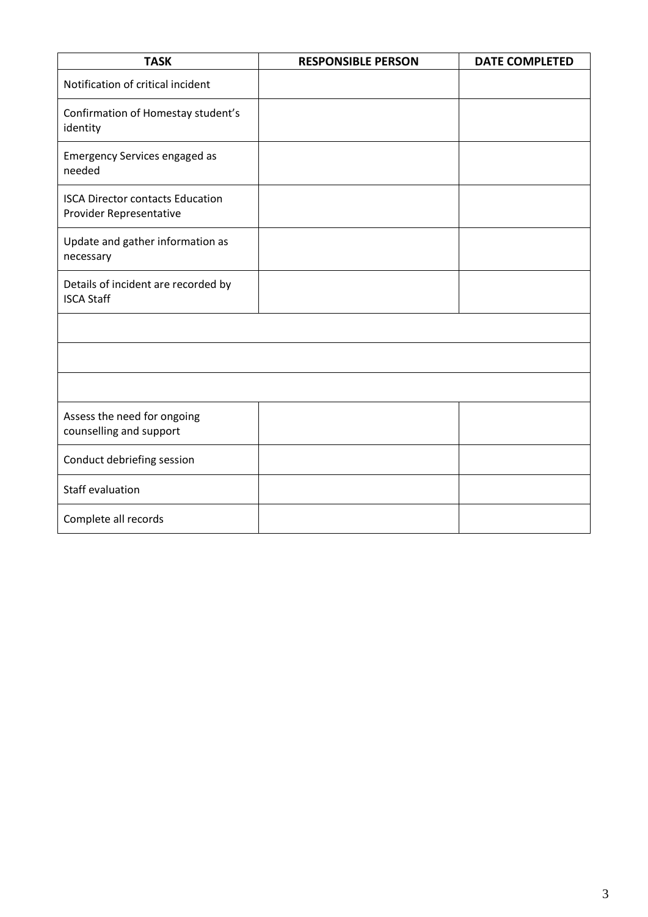| TASK | RESPONSIBLE PERSON | DATE COMPLETED |
| --- | --- | --- |
| Notification of critical incident | | |
| Confirmation of Homestay student's identity | | |
| Emergency Services engaged as needed | | |
| ISCA Director contacts Education Provider Representative | | |
| Update and gather information as necessary | | |
| Details of incident are recorded by ISCA Staff | | |
| | | |
| | | |
| | | |
| Assess the need for ongoing counselling and support | | |
| Conduct debriefing session | | |
| Staff evaluation | | |
| Complete all records | | |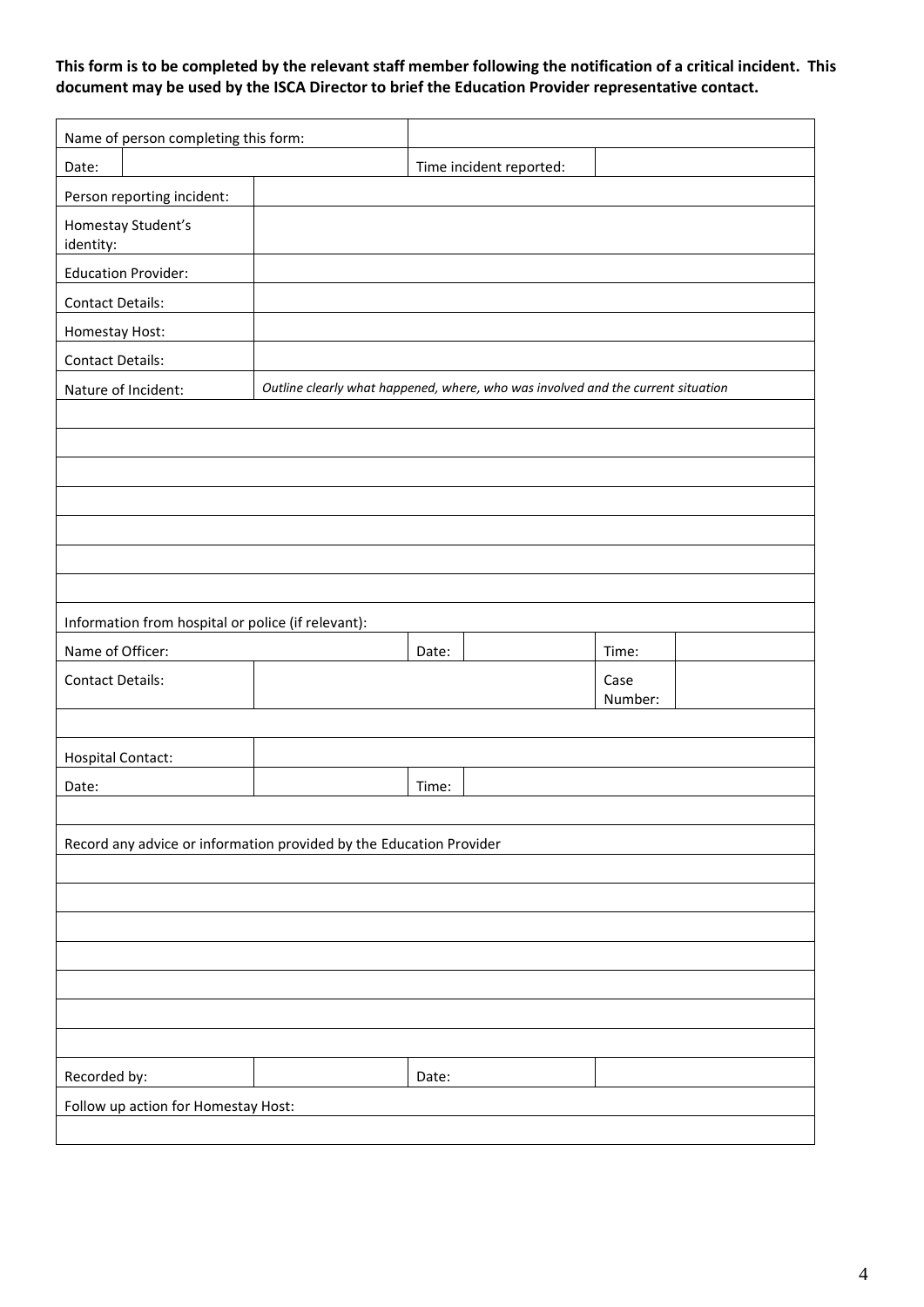**This form is to be completed by the relevant staff member following the notification of a critical incident. This document may be used by the ISCA Director to brief the Education Provider representative contact.**

| | | | | | |
|---|---|---|---|---|---|
| Name of person completing this form: | | | | | |
| Date: | | | Time incident reported: | | |
| Person reporting incident: | | | | | |
| Homestay Student's identity: | | | | | |
| Education Provider: | | | | | |
| Contact Details: | | | | | |
| Homestay Host: | | | | | |
| Contact Details: | | | | | |
| Nature of Incident: | *Outline clearly what happened, where, who was involved and the current situation* | | | | |
| | | | | | |
| | | | | | |
| | | | | | |
| | | | | | |
| | | | | | |
| | | | | | |
| | | | | | |
| Information from hospital or police (if relevant): | | | | | |
| Name of Officer: | | Date: | | Time: | |
| Contact Details: | | | | Case Number: | |
| | | | | | |
| Hospital Contact: | | | | | |
| Date: | | Time: | | | |
| | | | | | |
| Record any advice or information provided by the Education Provider | | | | | |
| | | | | | |
| | | | | | |
| | | | | | |
| | | | | | |
| | | | | | |
| | | | | | |
| | | | | | |
| Recorded by: | | Date: | | | |
| Follow up action for Homestay Host: | | | | | |
| | | | | | |